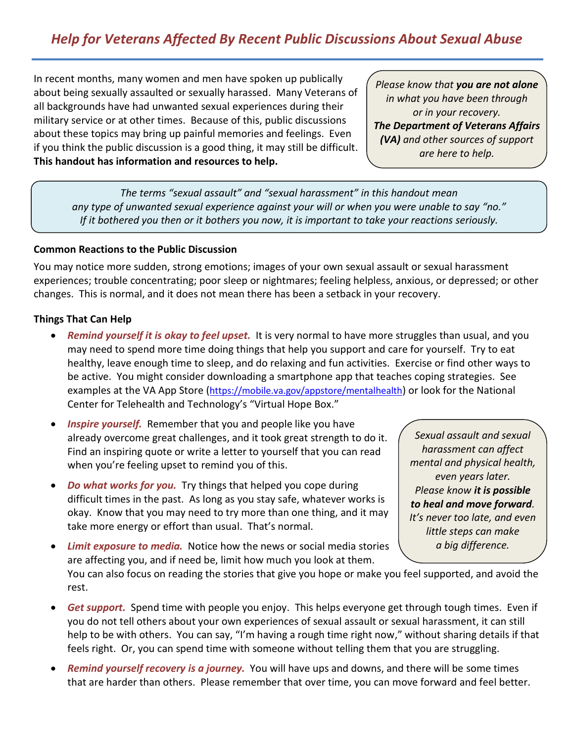# *Help for Veterans Affected By Recent Public Discussions About Sexual Abuse*

In recent months, many women and men have spoken up publically about being sexually assaulted or sexually harassed. Many Veterans of all backgrounds have had unwanted sexual experiences during their military service or at other times. Because of this, public discussions about these topics may bring up painful memories and feelings. Even if you think the public discussion is a good thing, it may still be difficult. **This handout has information and resources to help.**

*Please know that **you are not alone** in what you have been through or in your recovery. **The Department of Veterans Affairs (VA)** and other sources of support are here to help.*

*The terms "sexual assault" and "sexual harassment" in this handout mean any type of unwanted sexual experience against your will or when you were unable to say "no." If it bothered you then or it bothers you now, it is important to take your reactions seriously.*

**Common Reactions to the Public Discussion**

You may notice more sudden, strong emotions; images of your own sexual assault or sexual harassment experiences; trouble concentrating; poor sleep or nightmares; feeling helpless, anxious, or depressed; or other changes. This is normal, and it does not mean there has been a setback in your recovery.

**Things That Can Help**

- ***Remind yourself it is okay to feel upset.*** It is very normal to have more struggles than usual, and you may need to spend more time doing things that help you support and care for yourself. Try to eat healthy, leave enough time to sleep, and do relaxing and fun activities. Exercise or find other ways to be active. You might consider downloading a smartphone app that teaches coping strategies. See examples at the VA App Store (https://mobile.va.gov/appstore/mentalhealth) or look for the National Center for Telehealth and Technology's "Virtual Hope Box."
- ***Inspire yourself.*** Remember that you and people like you have already overcome great challenges, and it took great strength to do it. Find an inspiring quote or write a letter to yourself that you can read when you're feeling upset to remind you of this.
- ***Do what works for you.*** Try things that helped you cope during difficult times in the past. As long as you stay safe, whatever works is okay. Know that you may need to try more than one thing, and it may take more energy or effort than usual. That's normal.
- ***Limit exposure to media.*** Notice how the news or social media stories are affecting you, and if need be, limit how much you look at them. You can also focus on reading the stories that give you hope or make you feel supported, and avoid the rest.
- ***Get support.*** Spend time with people you enjoy. This helps everyone get through tough times. Even if you do not tell others about your own experiences of sexual assault or sexual harassment, it can still help to be with others. You can say, "I'm having a rough time right now," without sharing details if that feels right. Or, you can spend time with someone without telling them that you are struggling.
- ***Remind yourself recovery is a journey.*** You will have ups and downs, and there will be some times that are harder than others. Please remember that over time, you can move forward and feel better.

*Sexual assault and sexual harassment can affect mental and physical health, even years later. Please know **it is possible to heal and move forward**. It's never too late, and even little steps can make a big difference.*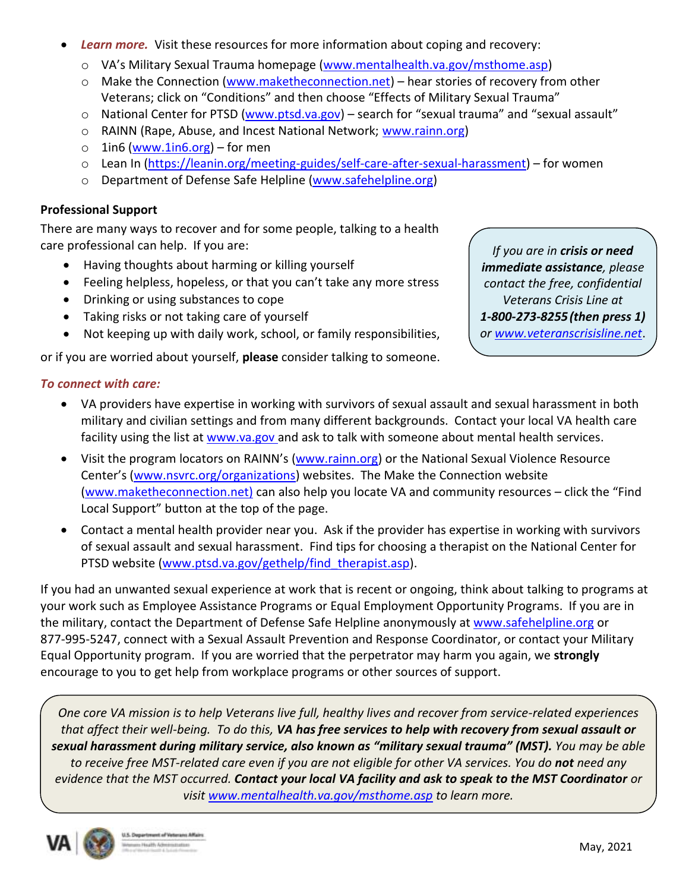- ***Learn more.*** Visit these resources for more information about coping and recovery:
  - VA's Military Sexual Trauma homepage (www.mentalhealth.va.gov/msthome.asp)
  - Make the Connection (www.maketheconnection.net) – hear stories of recovery from other Veterans; click on "Conditions" and then choose "Effects of Military Sexual Trauma"
  - National Center for PTSD (www.ptsd.va.gov) – search for "sexual trauma" and "sexual assault"
  - RAINN (Rape, Abuse, and Incest National Network; www.rainn.org)
  - 1in6 (www.1in6.org) – for men
  - Lean In (https://leanin.org/meeting-guides/self-care-after-sexual-harassment) – for women
  - Department of Defense Safe Helpline (www.safehelpline.org)

**Professional Support**

There are many ways to recover and for some people, talking to a health care professional can help. If you are:

- Having thoughts about harming or killing yourself
- Feeling helpless, hopeless, or that you can't take any more stress
- Drinking or using substances to cope
- Taking risks or not taking care of yourself
- Not keeping up with daily work, school, or family responsibilities,

or if you are worried about yourself, **please** consider talking to someone.

*If you are in **crisis or need immediate assistance**, please contact the free, confidential Veterans Crisis Line at **1-800-273-8255 (then press 1)** or www.veteranscrisisline.net.*

***To connect with care:***

- VA providers have expertise in working with survivors of sexual assault and sexual harassment in both military and civilian settings and from many different backgrounds. Contact your local VA health care facility using the list at www.va.gov and ask to talk with someone about mental health services.
- Visit the program locators on RAINN's (www.rainn.org) or the National Sexual Violence Resource Center's (www.nsvrc.org/organizations) websites. The Make the Connection website (www.maketheconnection.net) can also help you locate VA and community resources – click the "Find Local Support" button at the top of the page.
- Contact a mental health provider near you. Ask if the provider has expertise in working with survivors of sexual assault and sexual harassment. Find tips for choosing a therapist on the National Center for PTSD website (www.ptsd.va.gov/gethelp/find_therapist.asp).

If you had an unwanted sexual experience at work that is recent or ongoing, think about talking to programs at your work such as Employee Assistance Programs or Equal Employment Opportunity Programs. If you are in the military, contact the Department of Defense Safe Helpline anonymously at www.safehelpline.org or 877-995-5247, connect with a Sexual Assault Prevention and Response Coordinator, or contact your Military Equal Opportunity program. If you are worried that the perpetrator may harm you again, we **strongly** encourage to you to get help from workplace programs or other sources of support.

*One core VA mission is to help Veterans live full, healthy lives and recover from service-related experiences that affect their well-being. To do this, **VA has free services to help with recovery from sexual assault or sexual harassment during military service, also known as "military sexual trauma" (MST).** You may be able to receive free MST-related care even if you are not eligible for other VA services. You do **not** need any evidence that the MST occurred. **Contact your local VA facility and ask to speak to the MST Coordinator** or visit www.mentalhealth.va.gov/msthome.asp to learn more.*

May, 2021